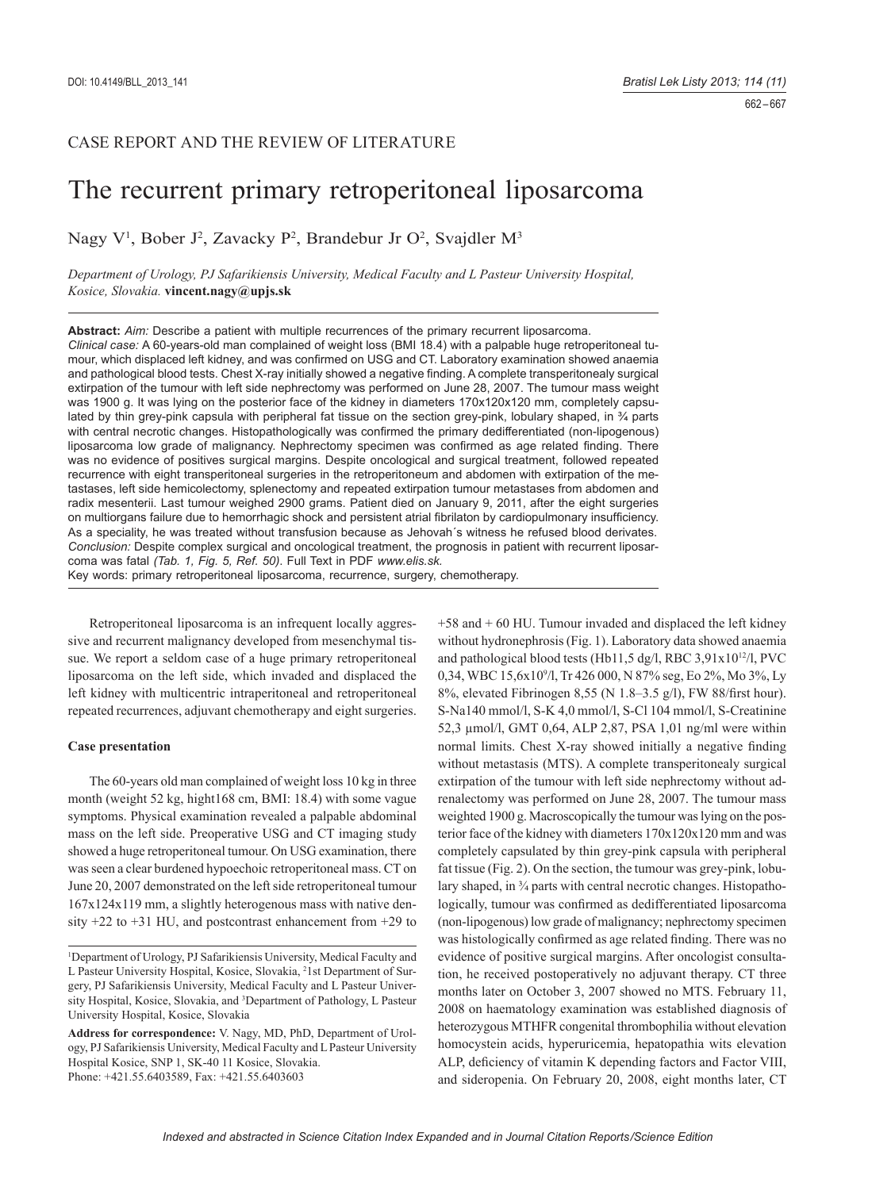CASE REPORT AND THE REVIEW OF LITERATURE

# The recurrent primary retroperitoneal liposarcoma

Nagy V[1], Bober J[2], Zavacky P[2], Brandebur Jr O[2], Svajdler M[3]

*Department of Urology, PJ Safarikiensis University, Medical Faculty and L Pasteur University Hospital, Kosice, Slovakia.* **vincent.nagy@upjs.sk**

**Abstract:** *Aim:* Describe a patient with multiple recurrences of the primary recurrent liposarcoma.
*Clinical case:* A 60-years-old man complained of weight loss (BMI 18.4) with a palpable huge retroperitoneal tumour, which displaced left kidney, and was confirmed on USG and CT. Laboratory examination showed anaemia and pathological blood tests. Chest X-ray initially showed a negative finding. A complete transperitonealy surgical extirpation of the tumour with left side nephrectomy was performed on June 28, 2007. The tumour mass weight was 1900 g. It was lying on the posterior face of the kidney in diameters 170x120x120 mm, completely capsulated by thin grey-pink capsula with peripheral fat tissue on the section grey-pink, lobulary shaped, in ¾ parts with central necrotic changes. Histopathologically was confirmed the primary dedifferentiated (non-lipogenous) liposarcoma low grade of malignancy. Nephrectomy specimen was confirmed as age related finding. There was no evidence of positives surgical margins. Despite oncological and surgical treatment, followed repeated recurrence with eight transperitoneal surgeries in the retroperitoneum and abdomen with extirpation of the metastases, left side hemicolectomy, splenectomy and repeated extirpation tumour metastases from abdomen and radix mesenterii. Last tumour weighed 2900 grams. Patient died on January 9, 2011, after the eight surgeries on multiorgans failure due to hemorrhagic shock and persistent atrial fibrilaton by cardiopulmonary insufficiency. As a speciality, he was treated without transfusion because as Jehovah´s witness he refused blood derivates.
*Conclusion:* Despite complex surgical and oncological treatment, the prognosis in patient with recurrent liposarcoma was fatal *(Tab. 1, Fig. 5, Ref. 50)*. Full Text in PDF *www.elis.sk.*
Key words: primary retroperitoneal liposarcoma, recurrence, surgery, chemotherapy.

Retroperitoneal liposarcoma is an infrequent locally aggressive and recurrent malignancy developed from mesenchymal tissue. We report a seldom case of a huge primary retroperitoneal liposarcoma on the left side, which invaded and displaced the left kidney with multicentric intraperitoneal and retroperitoneal repeated recurrences, adjuvant chemotherapy and eight surgeries.

## Case presentation

The 60-years old man complained of weight loss 10 kg in three month (weight 52 kg, hight168 cm, BMI: 18.4) with some vague symptoms. Physical examination revealed a palpable abdominal mass on the left side. Preoperative USG and CT imaging study showed a huge retroperitoneal tumour. On USG examination, there was seen a clear burdened hypoechoic retroperitoneal mass. CT on June 20, 2007 demonstrated on the left side retroperitoneal tumour 167x124x119 mm, a slightly heterogenous mass with native density +22 to +31 HU, and postcontrast enhancement from +29 to +58 and + 60 HU. Tumour invaded and displaced the left kidney without hydronephrosis (Fig. 1). Laboratory data showed anaemia and pathological blood tests (Hb11,5 dg/l, RBC $3{,}91\times10^{12}$/l, PVC 0,34, WBC $15{,}6\times10^{9}$/l, Tr 426 000, N 87% seg, Eo 2%, Mo 3%, Ly 8%, elevated Fibrinogen 8,55 (N 1.8–3.5 g/l), FW 88/first hour). S-Na140 mmol/l, S-K 4,0 mmol/l, S-Cl 104 mmol/l, S-Creatinine 52,3 µmol/l, GMT 0,64, ALP 2,87, PSA 1,01 ng/ml were within normal limits. Chest X-ray showed initially a negative finding without metastasis (MTS). A complete transperitonealy surgical extirpation of the tumour with left side nephrectomy without adrenalectomy was performed on June 28, 2007. The tumour mass weighted 1900 g. Macroscopically the tumour was lying on the posterior face of the kidney with diameters 170x120x120 mm and was completely capsulated by thin grey-pink capsula with peripheral fat tissue (Fig. 2). On the section, the tumour was grey-pink, lobulary shaped, in ¾ parts with central necrotic changes. Histopathologically, tumour was confirmed as dedifferentiated liposarcoma (non-lipogenous) low grade of malignancy; nephrectomy specimen was histologically confirmed as age related finding. There was no evidence of positive surgical margins. After oncologist consultation, he received postoperatively no adjuvant therapy. CT three months later on October 3, 2007 showed no MTS. February 11, 2008 on haematology examination was established diagnosis of heterozygous MTHFR congenital thrombophilia without elevation homocystein acids, hyperuricemia, hepatopathia wits elevation ALP, deficiency of vitamin K depending factors and Factor VIII, and sideropenia. On February 20, 2008, eight months later, CT

[1]Department of Urology, PJ Safarikiensis University, Medical Faculty and L Pasteur University Hospital, Kosice, Slovakia, [2]1st Department of Surgery, PJ Safarikiensis University, Medical Faculty and L Pasteur University Hospital, Kosice, Slovakia, and [3]Department of Pathology, L Pasteur University Hospital, Kosice, Slovakia

**Address for correspondence:** V. Nagy, MD, PhD, Department of Urology, PJ Safarikiensis University, Medical Faculty and L Pasteur University Hospital Kosice, SNP 1, SK-40 11 Kosice, Slovakia.
Phone: +421.55.6403589, Fax: +421.55.6403603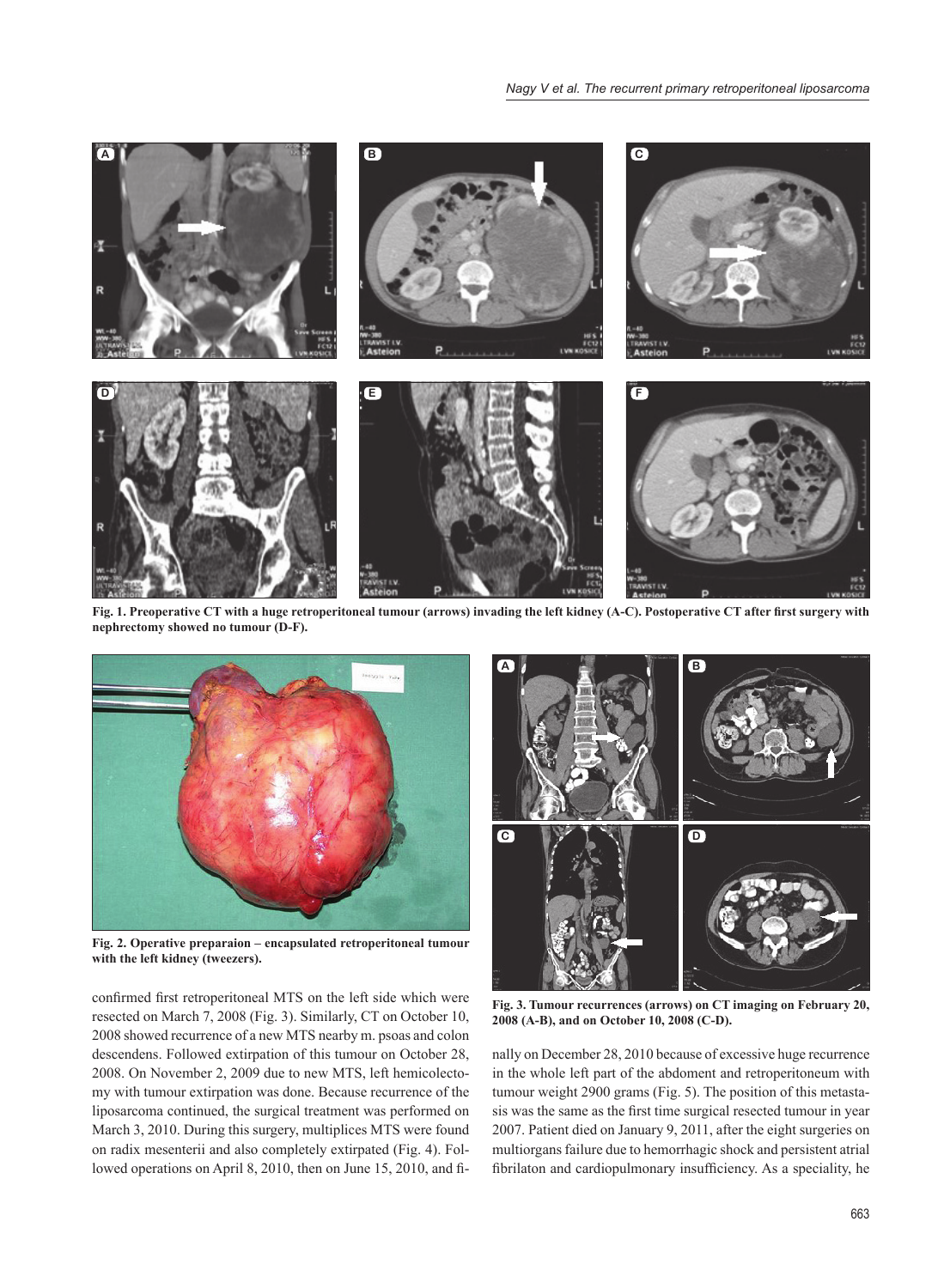Fig. 1. Preoperative CT with a huge retroperitoneal tumour (arrows) invading the left kidney (A-C). Postoperative CT after first surgery with nephrectomy showed no tumour (D-F).

Fig. 2. Operative preparaion – encapsulated retroperitoneal tumour with the left kidney (tweezers).

confirmed first retroperitoneal MTS on the left side which were resected on March 7, 2008 (Fig. 3). Similarly, CT on October 10, 2008 showed recurrence of a new MTS nearby m. psoas and colon descendens. Followed extirpation of this tumour on October 28, 2008. On November 2, 2009 due to new MTS, left hemicolectomy with tumour extirpation was done. Because recurrence of the liposarcoma continued, the surgical treatment was performed on March 3, 2010. During this surgery, multiplices MTS were found on radix mesenterii and also completely extirpated (Fig. 4). Followed operations on April 8, 2010, then on June 15, 2010, and finally on December 28, 2010 because of excessive huge recurrence in the whole left part of the abdomen and retroperitoneum with tumour weight 2900 grams (Fig. 5). The position of this metastasis was the same as the first time surgical resected tumour in year 2007. Patient died on January 9, 2011, after the eight surgeries on multiorgans failure due to hemorrhagic shock and persistent atrial fibrilaton and cardiopulmonary insufficiency. As a speciality, he

Fig. 3. Tumour recurrences (arrows) on CT imaging on February 20, 2008 (A-B), and on October 10, 2008 (C-D).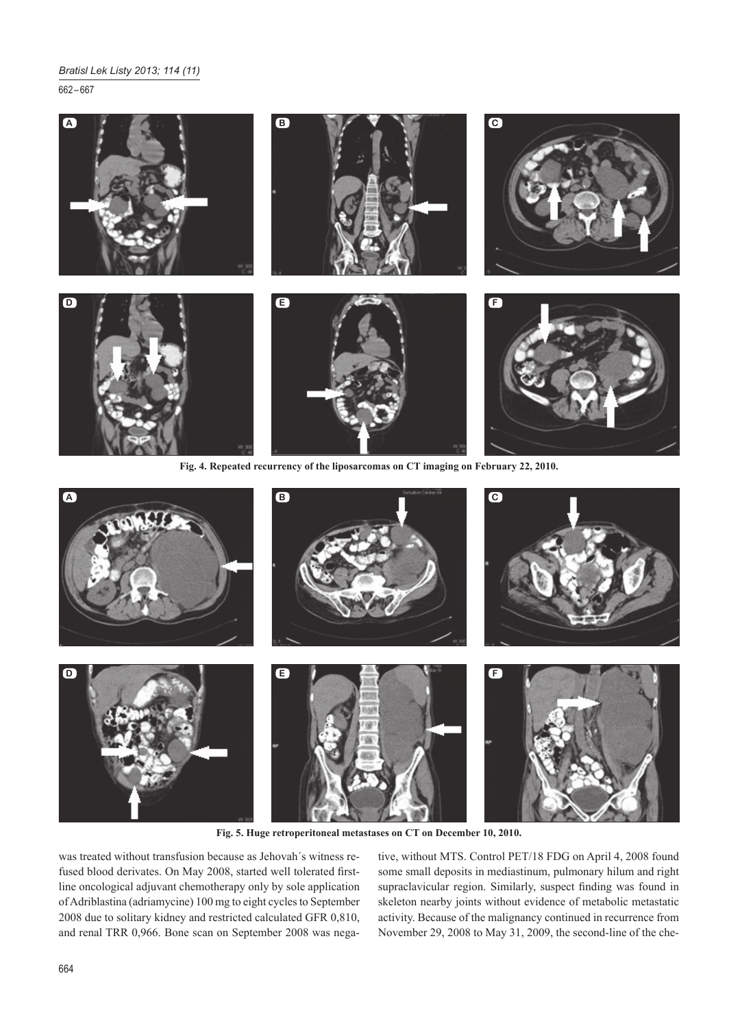Fig. 4. Repeated recurrency of the liposarcomas on CT imaging on February 22, 2010.

Fig. 5. Huge retroperitoneal metastases on CT on December 10, 2010.

was treated without transfusion because as Jehovah´s witness refused blood derivates. On May 2008, started well tolerated first-line oncological adjuvant chemotherapy only by sole application of Adriblastina (adriamycine) 100 mg to eight cycles to September 2008 due to solitary kidney and restricted calculated GFR 0,810, and renal TRR 0,966. Bone scan on September 2008 was negative, without MTS. Control PET/18 FDG on April 4, 2008 found some small deposits in mediastinum, pulmonary hilum and right supraclavicular region. Similarly, suspect finding was found in skeleton nearby joints without evidence of metabolic metastatic activity. Because of the malignancy continued in recurrence from November 29, 2008 to May 31, 2009, the second-line of the che-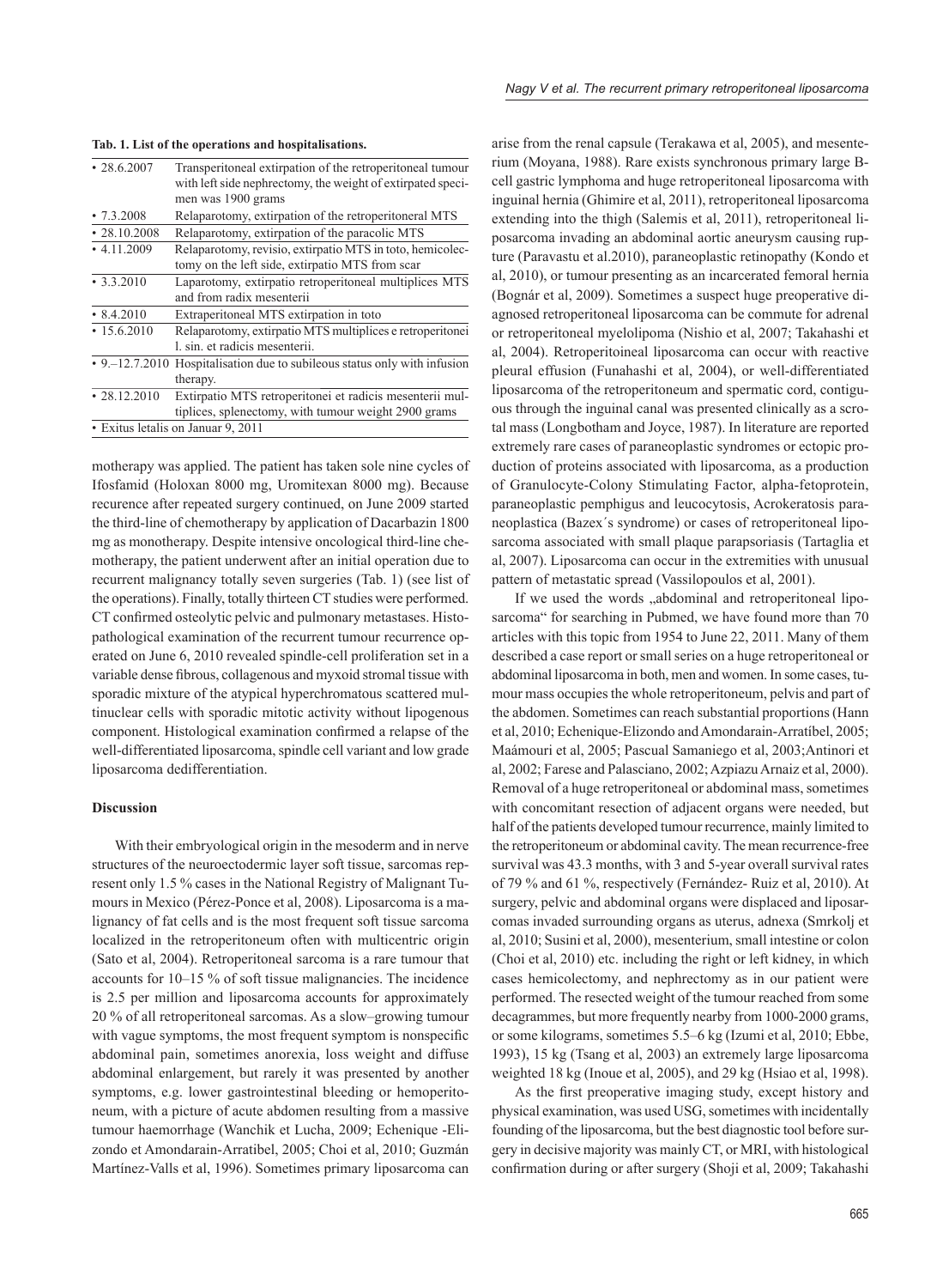**Tab. 1. List of the operations and hospitalisations.**

| | |
|---|---|
| • 28.6.2007 | Transperitoneal extirpation of the retroperitoneal tumour with left side nephrectomy, the weight of extirpated specimen was 1900 grams |
| • 7.3.2008 | Relaparotomy, extirpation of the retroperitoneral MTS |
| • 28.10.2008 | Relaparotomy, extirpation of the paracolic MTS |
| • 4.11.2009 | Relaparotomy, revisio, extirpatio MTS in toto, hemicolectomy on the left side, extirpatio MTS from scar |
| • 3.3.2010 | Laparotomy, extirpatio retroperitoneal multiplices MTS and from radix mesenterii |
| • 8.4.2010 | Extraperitoneal MTS extirpation in toto |
| • 15.6.2010 | Relaparotomy, extirpatio MTS multiplices e retroperitonei l. sin. et radicis mesenterii. |
| • 9.–12.7.2010 | Hospitalisation due to subileous status only with infusion therapy. |
| • 28.12.2010 | Extirpatio MTS retroperitonei et radicis mesenterii multiplices, splenectomy, with tumour weight 2900 grams |
| • Exitus letalis on Januar 9, 2011 | |

motherapy was applied. The patient has taken sole nine cycles of Ifosfamid (Holoxan 8000 mg, Uromitexan 8000 mg). Because recurence after repeated surgery continued, on June 2009 started the third-line of chemotherapy by application of Dacarbazin 1800 mg as monotherapy. Despite intensive oncological third-line chemotherapy, the patient underwent after an initial operation due to recurrent malignancy totally seven surgeries (Tab. 1) (see list of the operations). Finally, totally thirteen CT studies were performed. CT confirmed osteolytic pelvic and pulmonary metastases. Histopathological examination of the recurrent tumour recurrence operated on June 6, 2010 revealed spindle-cell proliferation set in a variable dense fibrous, collagenous and myxoid stromal tissue with sporadic mixture of the atypical hyperchromatous scattered multinuclear cells with sporadic mitotic activity without lipogenous component. Histological examination confirmed a relapse of the well-differentiated liposarcoma, spindle cell variant and low grade liposarcoma dedifferentiation.

## Discussion

With their embryological origin in the mesoderm and in nerve structures of the neuroectodermic layer soft tissue, sarcomas represent only 1.5 % cases in the National Registry of Malignant Tumours in Mexico (Pérez-Ponce et al, 2008). Liposarcoma is a malignancy of fat cells and is the most frequent soft tissue sarcoma localized in the retroperitoneum often with multicentric origin (Sato et al, 2004). Retroperitoneal sarcoma is a rare tumour that accounts for 10–15 % of soft tissue malignancies. The incidence is 2.5 per million and liposarcoma accounts for approximately 20 % of all retroperitoneal sarcomas. As a slow–growing tumour with vague symptoms, the most frequent symptom is nonspecific abdominal pain, sometimes anorexia, loss weight and diffuse abdominal enlargement, but rarely it was presented by another symptoms, e.g. lower gastrointestinal bleeding or hemoperitoneum, with a picture of acute abdomen resulting from a massive tumour haemorrhage (Wanchik et Lucha, 2009; Echenique -Elizondo et Amondarain-Arratibel, 2005; Choi et al, 2010; Guzmán Martínez-Valls et al, 1996). Sometimes primary liposarcoma can arise from the renal capsule (Terakawa et al, 2005), and mesenterium (Moyana, 1988). Rare exists synchronous primary large B-cell gastric lymphoma and huge retroperitoneal liposarcoma with inguinal hernia (Ghimire et al, 2011), retroperitoneal liposarcoma extending into the thigh (Salemis et al, 2011), retroperitoneal liposarcoma invading an abdominal aortic aneurysm causing rupture (Paravastu et al.2010), paraneoplastic retinopathy (Kondo et al, 2010), or tumour presenting as an incarcerated femoral hernia (Bognár et al, 2009). Sometimes a suspect huge preoperative diagnosed retroperitoneal liposarcoma can be commute for adrenal or retroperitoneal myelolipoma (Nishio et al, 2007; Takahashi et al, 2004). Retroperitoineal liposarcoma can occur with reactive pleural effusion (Funahashi et al, 2004), or well-differentiated liposarcoma of the retroperitoneum and spermatic cord, contiguous through the inguinal canal was presented clinically as a scrotal mass (Longbotham and Joyce, 1987). In literature are reported extremely rare cases of paraneoplastic syndromes or ectopic production of proteins associated with liposarcoma, as a production of Granulocyte-Colony Stimulating Factor, alpha-fetoprotein, paraneoplastic pemphigus and leucocytosis, Acrokeratosis paraneoplastica (Bazex´s syndrome) or cases of retroperitoneal liposarcoma associated with small plaque parapsoriasis (Tartaglia et al, 2007). Liposarcoma can occur in the extremities with unusual pattern of metastatic spread (Vassilopoulos et al, 2001).

If we used the words „abdominal and retroperitoneal liposarcoma" for searching in Pubmed, we have found more than 70 articles with this topic from 1954 to June 22, 2011. Many of them described a case report or small series on a huge retroperitoneal or abdominal liposarcoma in both, men and women. In some cases, tumour mass occupies the whole retroperitoneum, pelvis and part of the abdomen. Sometimes can reach substantial proportions (Hann et al, 2010; Echenique-Elizondo and Amondarain-Arratíbel, 2005; Maámouri et al, 2005; Pascual Samaniego et al, 2003;Antinori et al, 2002; Farese and Palasciano, 2002; Azpiazu Arnaiz et al, 2000). Removal of a huge retroperitoneal or abdominal mass, sometimes with concomitant resection of adjacent organs were needed, but half of the patients developed tumour recurrence, mainly limited to the retroperitoneum or abdominal cavity. The mean recurrence-free survival was 43.3 months, with 3 and 5-year overall survival rates of 79 % and 61 %, respectively (Fernández- Ruiz et al, 2010). At surgery, pelvic and abdominal organs were displaced and liposarcomas invaded surrounding organs as uterus, adnexa (Smrkolj et al, 2010; Susini et al, 2000), mesenterium, small intestine or colon (Choi et al, 2010) etc. including the right or left kidney, in which cases hemicolectomy, and nephrectomy as in our patient were performed. The resected weight of the tumour reached from some decagrammes, but more frequently nearby from 1000-2000 grams, or some kilograms, sometimes 5.5–6 kg (Izumi et al, 2010; Ebbe, 1993), 15 kg (Tsang et al, 2003) an extremely large liposarcoma weighted 18 kg (Inoue et al, 2005), and 29 kg (Hsiao et al, 1998).

As the first preoperative imaging study, except history and physical examination, was used USG, sometimes with incidentally founding of the liposarcoma, but the best diagnostic tool before surgery in decisive majority was mainly CT, or MRI, with histological confirmation during or after surgery (Shoji et al, 2009; Takahashi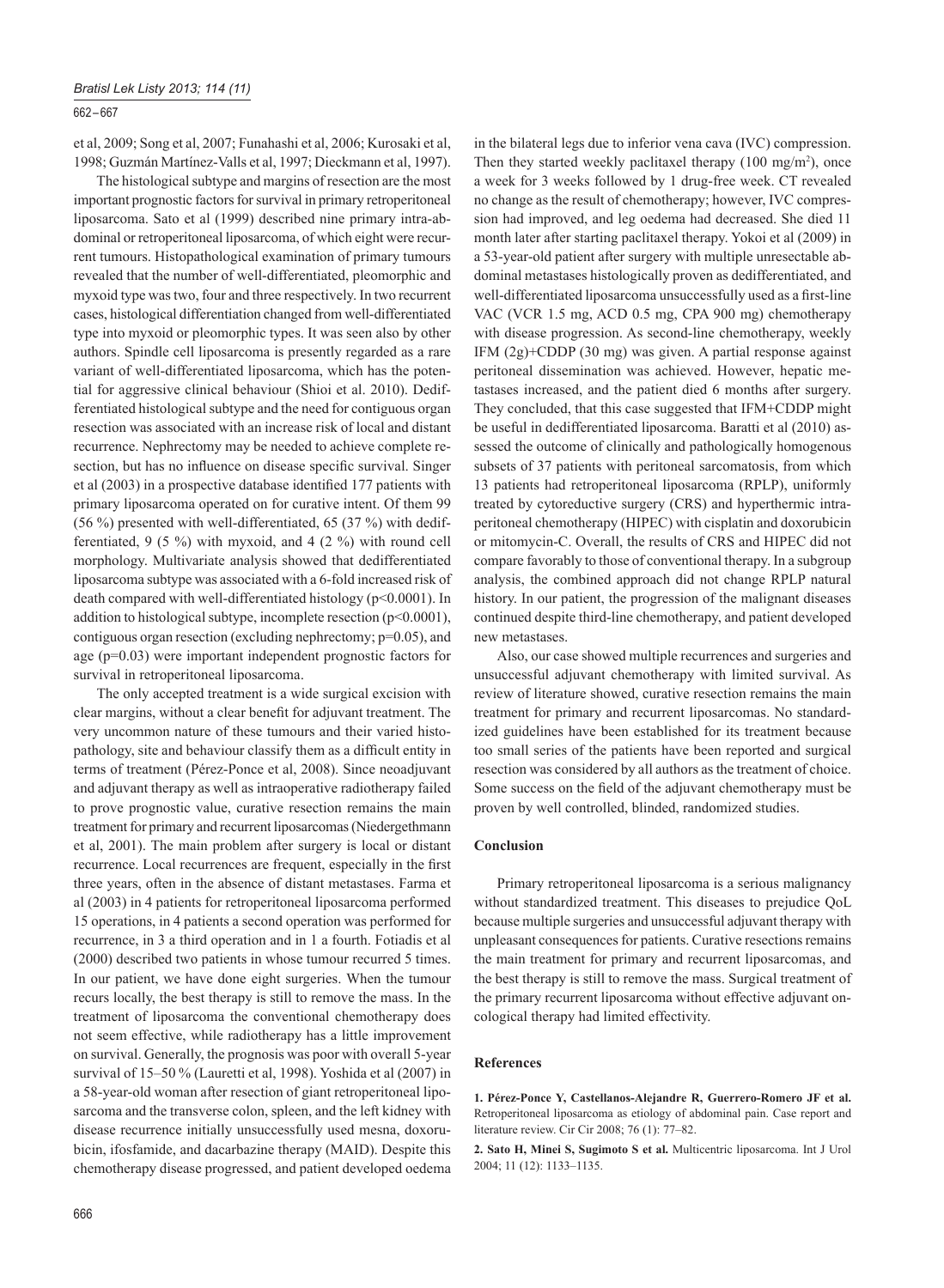et al, 2009; Song et al, 2007; Funahashi et al, 2006; Kurosaki et al, 1998; Guzmán Martínez-Valls et al, 1997; Dieckmann et al, 1997).

The histological subtype and margins of resection are the most important prognostic factors for survival in primary retroperitoneal liposarcoma. Sato et al (1999) described nine primary intra-abdominal or retroperitoneal liposarcoma, of which eight were recurrent tumours. Histopathological examination of primary tumours revealed that the number of well-differentiated, pleomorphic and myxoid type was two, four and three respectively. In two recurrent cases, histological differentiation changed from well-differentiated type into myxoid or pleomorphic types. It was seen also by other authors. Spindle cell liposarcoma is presently regarded as a rare variant of well-differentiated liposarcoma, which has the potential for aggressive clinical behaviour (Shioi et al. 2010). Dedifferentiated histological subtype and the need for contiguous organ resection was associated with an increase risk of local and distant recurrence. Nephrectomy may be needed to achieve complete resection, but has no influence on disease specific survival. Singer et al (2003) in a prospective database identified 177 patients with primary liposarcoma operated on for curative intent. Of them 99 (56 %) presented with well-differentiated, 65 (37 %) with dedifferentiated, 9 (5 %) with myxoid, and 4 (2 %) with round cell morphology. Multivariate analysis showed that dedifferentiated liposarcoma subtype was associated with a 6-fold increased risk of death compared with well-differentiated histology ($p<0.0001$). In addition to histological subtype, incomplete resection ($p<0.0001$), contiguous organ resection (excluding nephrectomy; $p=0.05$), and age ($p=0.03$) were important independent prognostic factors for survival in retroperitoneal liposarcoma.

The only accepted treatment is a wide surgical excision with clear margins, without a clear benefit for adjuvant treatment. The very uncommon nature of these tumours and their varied histopathology, site and behaviour classify them as a difficult entity in terms of treatment (Pérez-Ponce et al, 2008). Since neoadjuvant and adjuvant therapy as well as intraoperative radiotherapy failed to prove prognostic value, curative resection remains the main treatment for primary and recurrent liposarcomas (Niedergethmann et al, 2001). The main problem after surgery is local or distant recurrence. Local recurrences are frequent, especially in the first three years, often in the absence of distant metastases. Farma et al (2003) in 4 patients for retroperitoneal liposarcoma performed 15 operations, in 4 patients a second operation was performed for recurrence, in 3 a third operation and in 1 a fourth. Fotiadis et al (2000) described two patients in whose tumour recurred 5 times. In our patient, we have done eight surgeries. When the tumour recurs locally, the best therapy is still to remove the mass. In the treatment of liposarcoma the conventional chemotherapy does not seem effective, while radiotherapy has a little improvement on survival. Generally, the prognosis was poor with overall 5-year survival of 15–50 % (Lauretti et al, 1998). Yoshida et al (2007) in a 58-year-old woman after resection of giant retroperitoneal liposarcoma and the transverse colon, spleen, and the left kidney with disease recurrence initially unsuccessfully used mesna, doxorubicin, ifosfamide, and dacarbazine therapy (MAID). Despite this chemotherapy disease progressed, and patient developed oedema in the bilateral legs due to inferior vena cava (IVC) compression. Then they started weekly paclitaxel therapy (100 mg/m$^2$), once a week for 3 weeks followed by 1 drug-free week. CT revealed no change as the result of chemotherapy; however, IVC compression had improved, and leg oedema had decreased. She died 11 month later after starting paclitaxel therapy. Yokoi et al (2009) in a 53-year-old patient after surgery with multiple unresectable abdominal metastases histologically proven as dedifferentiated, and well-differentiated liposarcoma unsuccessfully used as a first-line VAC (VCR 1.5 mg, ACD 0.5 mg, CPA 900 mg) chemotherapy with disease progression. As second-line chemotherapy, weekly IFM (2g)+CDDP (30 mg) was given. A partial response against peritoneal dissemination was achieved. However, hepatic metastases increased, and the patient died 6 months after surgery. They concluded, that this case suggested that IFM+CDDP might be useful in dedifferentiated liposarcoma. Baratti et al (2010) assessed the outcome of clinically and pathologically homogenous subsets of 37 patients with peritoneal sarcomatosis, from which 13 patients had retroperitoneal liposarcoma (RPLP), uniformly treated by cytoreductive surgery (CRS) and hyperthermic intraperitoneal chemotherapy (HIPEC) with cisplatin and doxorubicin or mitomycin-C. Overall, the results of CRS and HIPEC did not compare favorably to those of conventional therapy. In a subgroup analysis, the combined approach did not change RPLP natural history. In our patient, the progression of the malignant diseases continued despite third-line chemotherapy, and patient developed new metastases.

Also, our case showed multiple recurrences and surgeries and unsuccessful adjuvant chemotherapy with limited survival. As review of literature showed, curative resection remains the main treatment for primary and recurrent liposarcomas. No standardized guidelines have been established for its treatment because too small series of the patients have been reported and surgical resection was considered by all authors as the treatment of choice. Some success on the field of the adjuvant chemotherapy must be proven by well controlled, blinded, randomized studies.

## Conclusion

Primary retroperitoneal liposarcoma is a serious malignancy without standardized treatment. This diseases to prejudice QoL because multiple surgeries and unsuccessful adjuvant therapy with unpleasant consequences for patients. Curative resections remains the main treatment for primary and recurrent liposarcomas, and the best therapy is still to remove the mass. Surgical treatment of the primary recurrent liposarcoma without effective adjuvant oncological therapy had limited effectivity.

## References

**1. Pérez-Ponce Y, Castellanos-Alejandre R, Guerrero-Romero JF et al.** Retroperitoneal liposarcoma as etiology of abdominal pain. Case report and literature review. Cir Cir 2008; 76 (1): 77–82.

**2. Sato H, Minei S, Sugimoto S et al.** Multicentric liposarcoma. Int J Urol 2004; 11 (12): 1133–1135.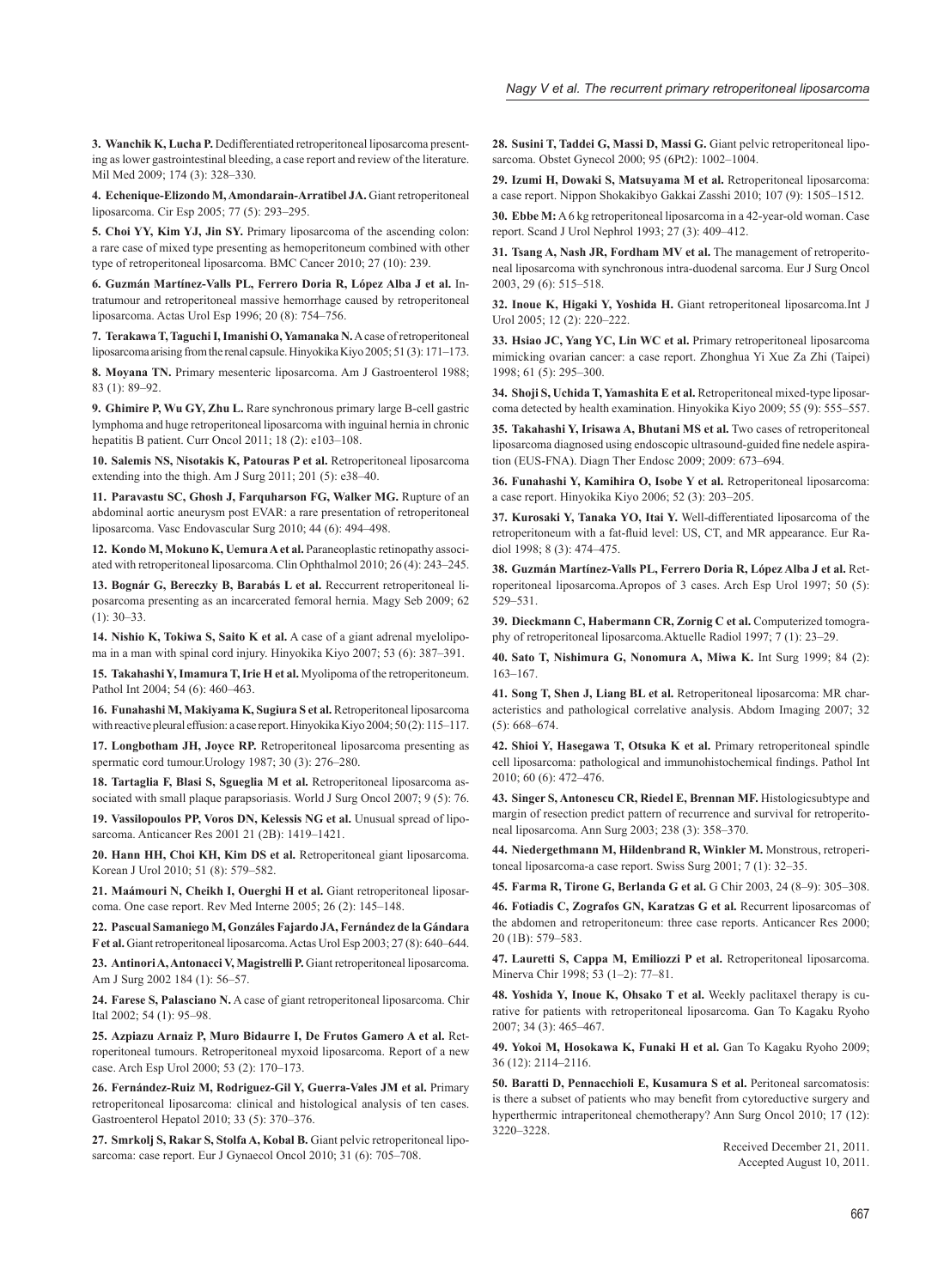**3. Wanchik K, Lucha P.** Dedifferentiated retroperitoneal liposarcoma presenting as lower gastrointestinal bleeding, a case report and review of the literature. Mil Med 2009; 174 (3): 328–330.

**4. Echenique-Elizondo M, Amondarain-Arratibel JA.** Giant retroperitoneal liposarcoma. Cir Esp 2005; 77 (5): 293–295.

**5. Choi YY, Kim YJ, Jin SY.** Primary liposarcoma of the ascending colon: a rare case of mixed type presenting as hemoperitoneum combined with other type of retroperitoneal liposarcoma. BMC Cancer 2010; 27 (10): 239.

**6. Guzmán Martínez-Valls PL, Ferrero Doria R, López Alba J et al.** Intratumour and retroperitoneal massive hemorrhage caused by retroperitoneal liposarcoma. Actas Urol Esp 1996; 20 (8): 754–756.

**7. Terakawa T, Taguchi I, Imanishi O, Yamanaka N.** A case of retroperitoneal liposarcoma arising from the renal capsule. Hinyokika Kiyo 2005; 51 (3): 171–173.

**8. Moyana TN.** Primary mesenteric liposarcoma. Am J Gastroenterol 1988; 83 (1): 89–92.

**9. Ghimire P, Wu GY, Zhu L.** Rare synchronous primary large B-cell gastric lymphoma and huge retroperitoneal liposarcoma with inguinal hernia in chronic hepatitis B patient. Curr Oncol 2011; 18 (2): e103–108.

**10. Salemis NS, Nisotakis K, Patouras P et al.** Retroperitoneal liposarcoma extending into the thigh. Am J Surg 2011; 201 (5): e38–40.

**11. Paravastu SC, Ghosh J, Farquharson FG, Walker MG.** Rupture of an abdominal aortic aneurysm post EVAR: a rare presentation of retroperitoneal liposarcoma. Vasc Endovascular Surg 2010; 44 (6): 494–498.

**12. Kondo M, Mokuno K, Uemura A et al.** Paraneoplastic retinopathy associated with retroperitoneal liposarcoma. Clin Ophthalmol 2010; 26 (4): 243–245.

**13. Bognár G, Bereczky B, Barabás L et al.** Reccurrent retroperitoneal liposarcoma presenting as an incarcerated femoral hernia. Magy Seb 2009; 62 (1): 30–33.

**14. Nishio K, Tokiwa S, Saito K et al.** A case of a giant adrenal myelolipoma in a man with spinal cord injury. Hinyokika Kiyo 2007; 53 (6): 387–391.

**15. Takahashi Y, Imamura T, Irie H et al.** Myolipoma of the retroperitoneum. Pathol Int 2004; 54 (6): 460–463.

**16. Funahashi M, Makiyama K, Sugiura S et al.** Retroperitoneal liposarcoma with reactive pleural effusion: a case report. Hinyokika Kiyo 2004; 50 (2): 115–117.

**17. Longbotham JH, Joyce RP.** Retroperitoneal liposarcoma presenting as spermatic cord tumour.Urology 1987; 30 (3): 276–280.

**18. Tartaglia F, Blasi S, Sgueglia M et al.** Retroperitoneal liposarcoma associated with small plaque parapsoriasis. World J Surg Oncol 2007; 9 (5): 76.

**19. Vassilopoulos PP, Voros DN, Kelessis NG et al.** Unusual spread of liposarcoma. Anticancer Res 2001 21 (2B): 1419–1421.

**20. Hann HH, Choi KH, Kim DS et al.** Retroperitoneal giant liposarcoma. Korean J Urol 2010; 51 (8): 579–582.

**21. Maámouri N, Cheikh I, Ouerghi H et al.** Giant retroperitoneal liposarcoma. One case report. Rev Med Interne 2005; 26 (2): 145–148.

**22. Pascual Samaniego M, Gonzáles Fajardo JA, Fernández de la Gándara F et al.** Giant retroperitoneal liposarcoma. Actas Urol Esp 2003; 27 (8): 640–644.

**23. Antinori A, Antonacci V, Magistrelli P.** Giant retroperitoneal liposarcoma. Am J Surg 2002 184 (1): 56–57.

**24. Farese S, Palasciano N.** A case of giant retroperitoneal liposarcoma. Chir Ital 2002; 54 (1): 95–98.

**25. Azpiazu Arnaiz P, Muro Bidaurre I, De Frutos Gamero A et al.** Retroperitoneal tumours. Retroperitoneal myxoid liposarcoma. Report of a new case. Arch Esp Urol 2000; 53 (2): 170–173.

**26. Fernández-Ruiz M, Rodriguez-Gil Y, Guerra-Vales JM et al.** Primary retroperitoneal liposarcoma: clinical and histological analysis of ten cases. Gastroenterol Hepatol 2010; 33 (5): 370–376.

**27. Smrkolj S, Rakar S, Stolfa A, Kobal B.** Giant pelvic retroperitoneal liposarcoma: case report. Eur J Gynaecol Oncol 2010; 31 (6): 705–708.

**28. Susini T, Taddei G, Massi D, Massi G.** Giant pelvic retroperitoneal liposarcoma. Obstet Gynecol 2000; 95 (6Pt2): 1002–1004.

**29. Izumi H, Dowaki S, Matsuyama M et al.** Retroperitoneal liposarcoma: a case report. Nippon Shokakibyo Gakkai Zasshi 2010; 107 (9): 1505–1512.

**30. Ebbe M:** A 6 kg retroperitoneal liposarcoma in a 42-year-old woman. Case report. Scand J Urol Nephrol 1993; 27 (3): 409–412.

**31. Tsang A, Nash JR, Fordham MV et al.** The management of retroperitoneal liposarcoma with synchronous intra-duodenal sarcoma. Eur J Surg Oncol 2003, 29 (6): 515–518.

**32. Inoue K, Higaki Y, Yoshida H.** Giant retroperitoneal liposarcoma.Int J Urol 2005; 12 (2): 220–222.

**33. Hsiao JC, Yang YC, Lin WC et al.** Primary retroperitoneal liposarcoma mimicking ovarian cancer: a case report. Zhonghua Yi Xue Za Zhi (Taipei) 1998; 61 (5): 295–300.

**34. Shoji S, Uchida T, Yamashita E et al.** Retroperitoneal mixed-type liposarcoma detected by health examination. Hinyokika Kiyo 2009; 55 (9): 555–557.

**35. Takahashi Y, Irisawa A, Bhutani MS et al.** Two cases of retroperitoneal liposarcoma diagnosed using endoscopic ultrasound-guided fine nedele aspiration (EUS-FNA). Diagn Ther Endosc 2009; 2009: 673–694.

**36. Funahashi Y, Kamihira O, Isobe Y et al.** Retroperitoneal liposarcoma: a case report. Hinyokika Kiyo 2006; 52 (3): 203–205.

**37. Kurosaki Y, Tanaka YO, Itai Y.** Well-differentiated liposarcoma of the retroperitoneum with a fat-fluid level: US, CT, and MR appearance. Eur Radiol 1998; 8 (3): 474–475.

**38. Guzmán Martínez-Valls PL, Ferrero Doria R, López Alba J et al.** Retroperitoneal liposarcoma.Apropos of 3 cases. Arch Esp Urol 1997; 50 (5): 529–531.

**39. Dieckmann C, Habermann CR, Zornig C et al.** Computerized tomography of retroperitoneal liposarcoma.Aktuelle Radiol 1997; 7 (1): 23–29.

**40. Sato T, Nishimura G, Nonomura A, Miwa K.** Int Surg 1999; 84 (2): 163–167.

**41. Song T, Shen J, Liang BL et al.** Retroperitoneal liposarcoma: MR characteristics and pathological correlative analysis. Abdom Imaging 2007; 32 (5): 668–674.

**42. Shioi Y, Hasegawa T, Otsuka K et al.** Primary retroperitoneal spindle cell liposarcoma: pathological and immunohistochemical findings. Pathol Int 2010; 60 (6): 472–476.

**43. Singer S, Antonescu CR, Riedel E, Brennan MF.** Histologicsubtype and margin of resection predict pattern of recurrence and survival for retroperitoneal liposarcoma. Ann Surg 2003; 238 (3): 358–370.

**44. Niedergethmann M, Hildenbrand R, Winkler M.** Monstrous, retroperitoneal liposarcoma-a case report. Swiss Surg 2001; 7 (1): 32–35.

**45. Farma R, Tirone G, Berlanda G et al.** G Chir 2003, 24 (8–9): 305–308.

**46. Fotiadis C, Zografos GN, Karatzas G et al.** Recurrent liposarcomas of the abdomen and retroperitoneum: three case reports. Anticancer Res 2000; 20 (1B): 579–583.

**47. Lauretti S, Cappa M, Emiliozzi P et al.** Retroperitoneal liposarcoma. Minerva Chir 1998; 53 (1–2): 77–81.

**48. Yoshida Y, Inoue K, Ohsako T et al.** Weekly paclitaxel therapy is curative for patients with retroperitoneal liposarcoma. Gan To Kagaku Ryoho 2007; 34 (3): 465–467.

**49. Yokoi M, Hosokawa K, Funaki H et al.** Gan To Kagaku Ryoho 2009; 36 (12): 2114–2116.

**50. Baratti D, Pennacchioli E, Kusamura S et al.** Peritoneal sarcomatosis: is there a subset of patients who may benefit from cytoreductive surgery and hyperthermic intraperitoneal chemotherapy? Ann Surg Oncol 2010; 17 (12): 3220–3228.

Received December 21, 2011.
Accepted August 10, 2011.